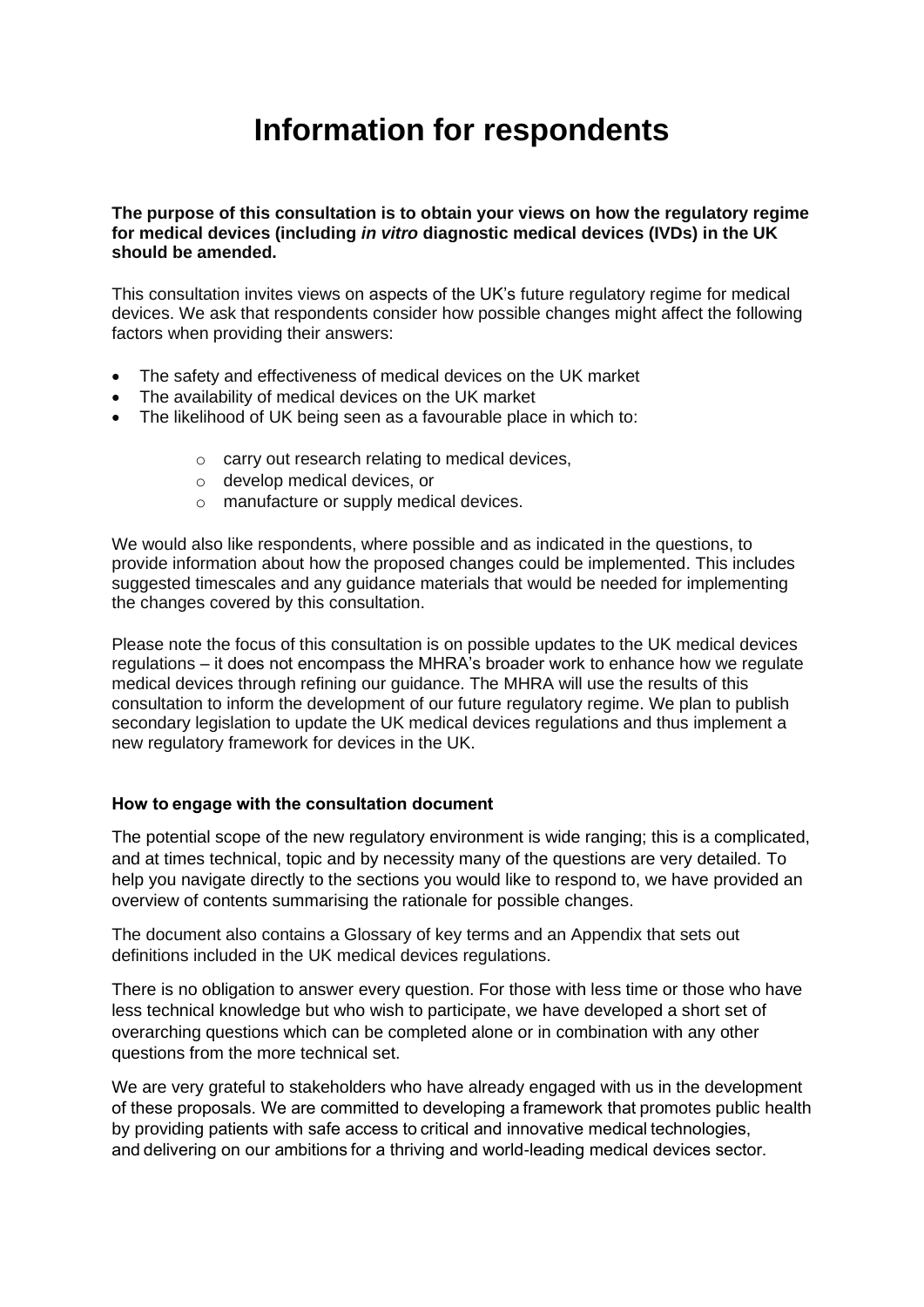# Information for respondents

**The purpose of this consultation is to obtain your views on how the regulatory regime for medical devices (including *in vitro* diagnostic medical devices (IVDs) in the UK should be amended.**

This consultation invites views on aspects of the UK's future regulatory regime for medical devices. We ask that respondents consider how possible changes might affect the following factors when providing their answers:

- The safety and effectiveness of medical devices on the UK market
- The availability of medical devices on the UK market
- The likelihood of UK being seen as a favourable place in which to:
    - carry out research relating to medical devices,
    - develop medical devices, or
    - manufacture or supply medical devices.

We would also like respondents, where possible and as indicated in the questions, to provide information about how the proposed changes could be implemented. This includes suggested timescales and any guidance materials that would be needed for implementing the changes covered by this consultation.

Please note the focus of this consultation is on possible updates to the UK medical devices regulations – it does not encompass the MHRA's broader work to enhance how we regulate medical devices through refining our guidance. The MHRA will use the results of this consultation to inform the development of our future regulatory regime. We plan to publish secondary legislation to update the UK medical devices regulations and thus implement a new regulatory framework for devices in the UK.

**How to engage with the consultation document**

The potential scope of the new regulatory environment is wide ranging; this is a complicated, and at times technical, topic and by necessity many of the questions are very detailed. To help you navigate directly to the sections you would like to respond to, we have provided an overview of contents summarising the rationale for possible changes.

The document also contains a Glossary of key terms and an Appendix that sets out definitions included in the UK medical devices regulations.

There is no obligation to answer every question. For those with less time or those who have less technical knowledge but who wish to participate, we have developed a short set of overarching questions which can be completed alone or in combination with any other questions from the more technical set.

We are very grateful to stakeholders who have already engaged with us in the development of these proposals. We are committed to developing a framework that promotes public health by providing patients with safe access to critical and innovative medical technologies, and delivering on our ambitions for a thriving and world-leading medical devices sector.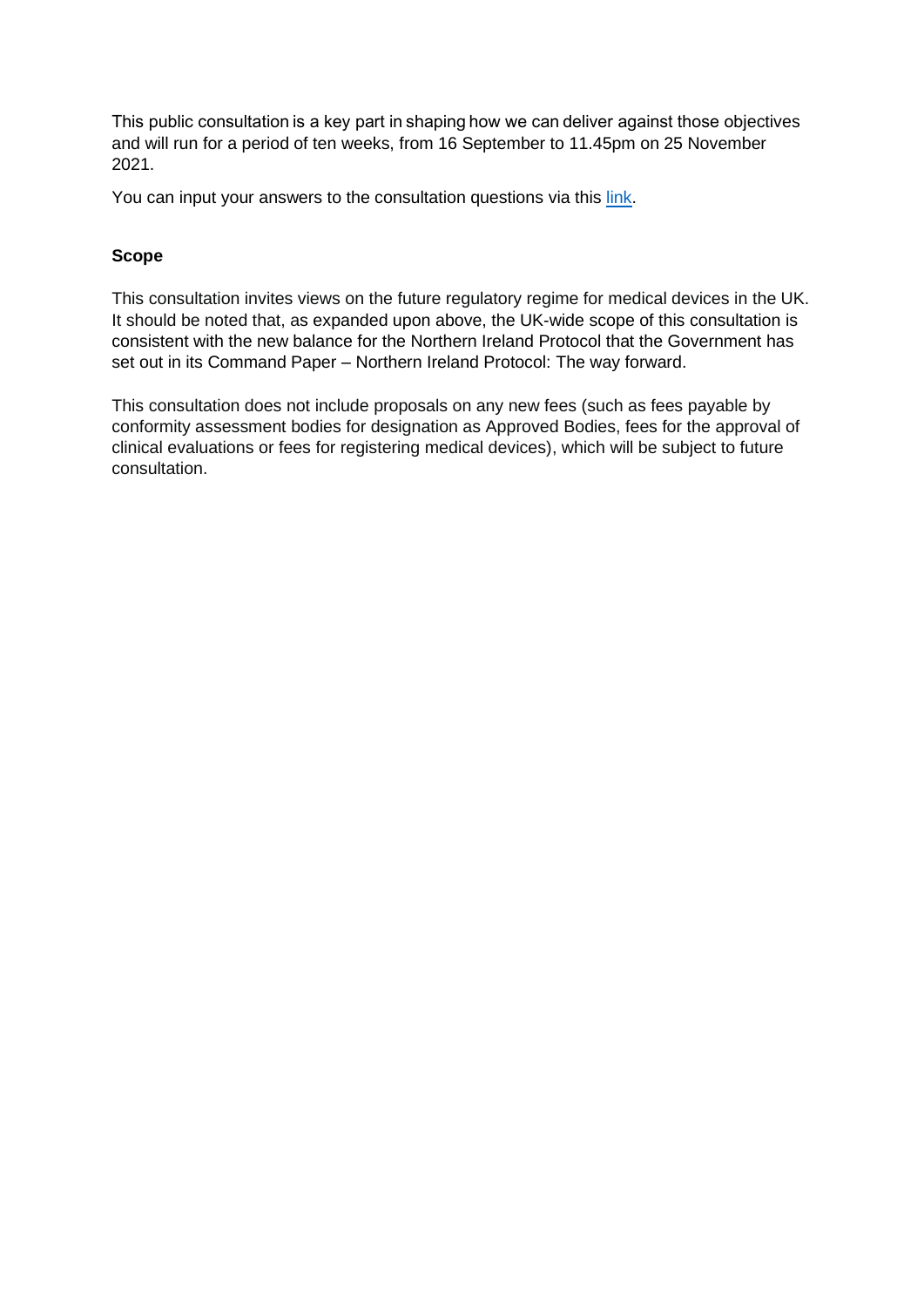This public consultation is a key part in shaping how we can deliver against those objectives and will run for a period of ten weeks, from 16 September to 11.45pm on 25 November 2021.

You can input your answers to the consultation questions via this link.

**Scope**

This consultation invites views on the future regulatory regime for medical devices in the UK. It should be noted that, as expanded upon above, the UK-wide scope of this consultation is consistent with the new balance for the Northern Ireland Protocol that the Government has set out in its Command Paper – Northern Ireland Protocol: The way forward.

This consultation does not include proposals on any new fees (such as fees payable by conformity assessment bodies for designation as Approved Bodies, fees for the approval of clinical evaluations or fees for registering medical devices), which will be subject to future consultation.